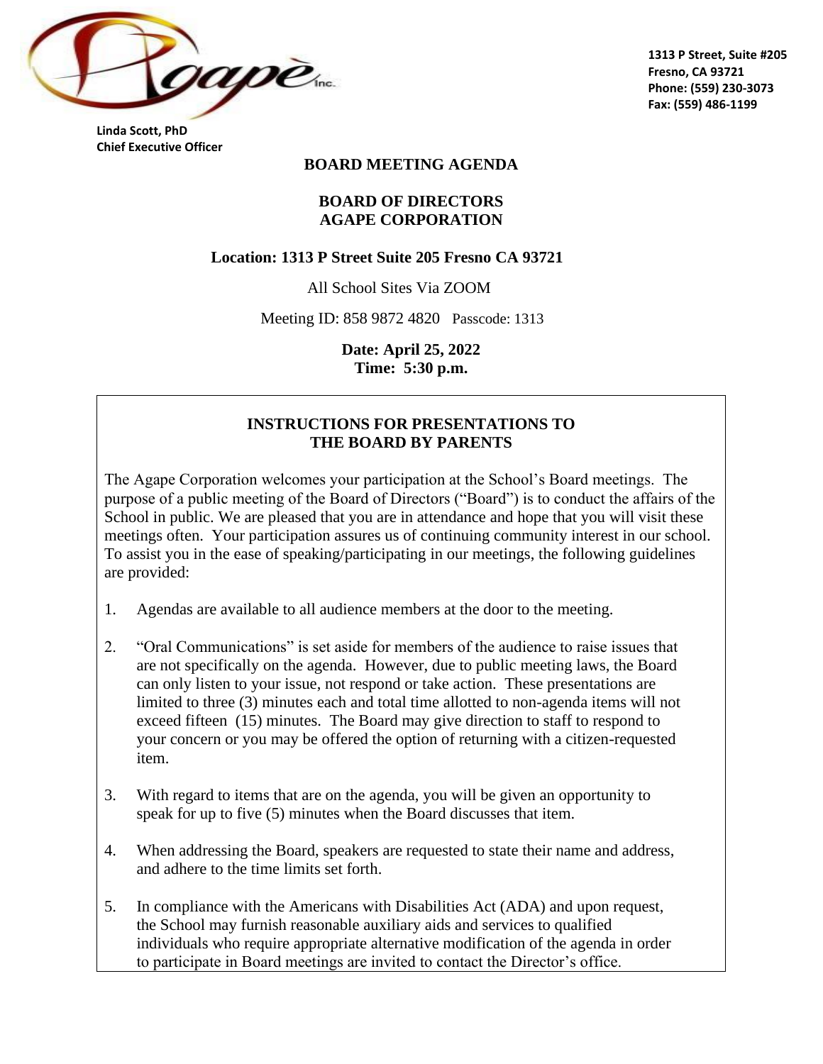Linda Scott, PhD
Chief Executive Officer

1313 P Street, Suite #205
Fresno, CA 93721
Phone: (559) 230-3073
Fax: (559) 486-1199

# BOARD MEETING AGENDA

## BOARD OF DIRECTORS
## AGAPE CORPORATION

**Location: 1313 P Street Suite 205 Fresno CA 93721**

All School Sites Via ZOOM

Meeting ID: 858 9872 4820 Passcode: 1313

**Date: April 25, 2022**
**Time: 5:30 p.m.**

### INSTRUCTIONS FOR PRESENTATIONS TO THE BOARD BY PARENTS

The Agape Corporation welcomes your participation at the School's Board meetings. The purpose of a public meeting of the Board of Directors ("Board") is to conduct the affairs of the School in public. We are pleased that you are in attendance and hope that you will visit these meetings often. Your participation assures us of continuing community interest in our school. To assist you in the ease of speaking/participating in our meetings, the following guidelines are provided:

1. Agendas are available to all audience members at the door to the meeting.
2. "Oral Communications" is set aside for members of the audience to raise issues that are not specifically on the agenda. However, due to public meeting laws, the Board can only listen to your issue, not respond or take action. These presentations are limited to three (3) minutes each and total time allotted to non-agenda items will not exceed fifteen (15) minutes. The Board may give direction to staff to respond to your concern or you may be offered the option of returning with a citizen-requested item.
3. With regard to items that are on the agenda, you will be given an opportunity to speak for up to five (5) minutes when the Board discusses that item.
4. When addressing the Board, speakers are requested to state their name and address, and adhere to the time limits set forth.
5. In compliance with the Americans with Disabilities Act (ADA) and upon request, the School may furnish reasonable auxiliary aids and services to qualified individuals who require appropriate alternative modification of the agenda in order to participate in Board meetings are invited to contact the Director's office.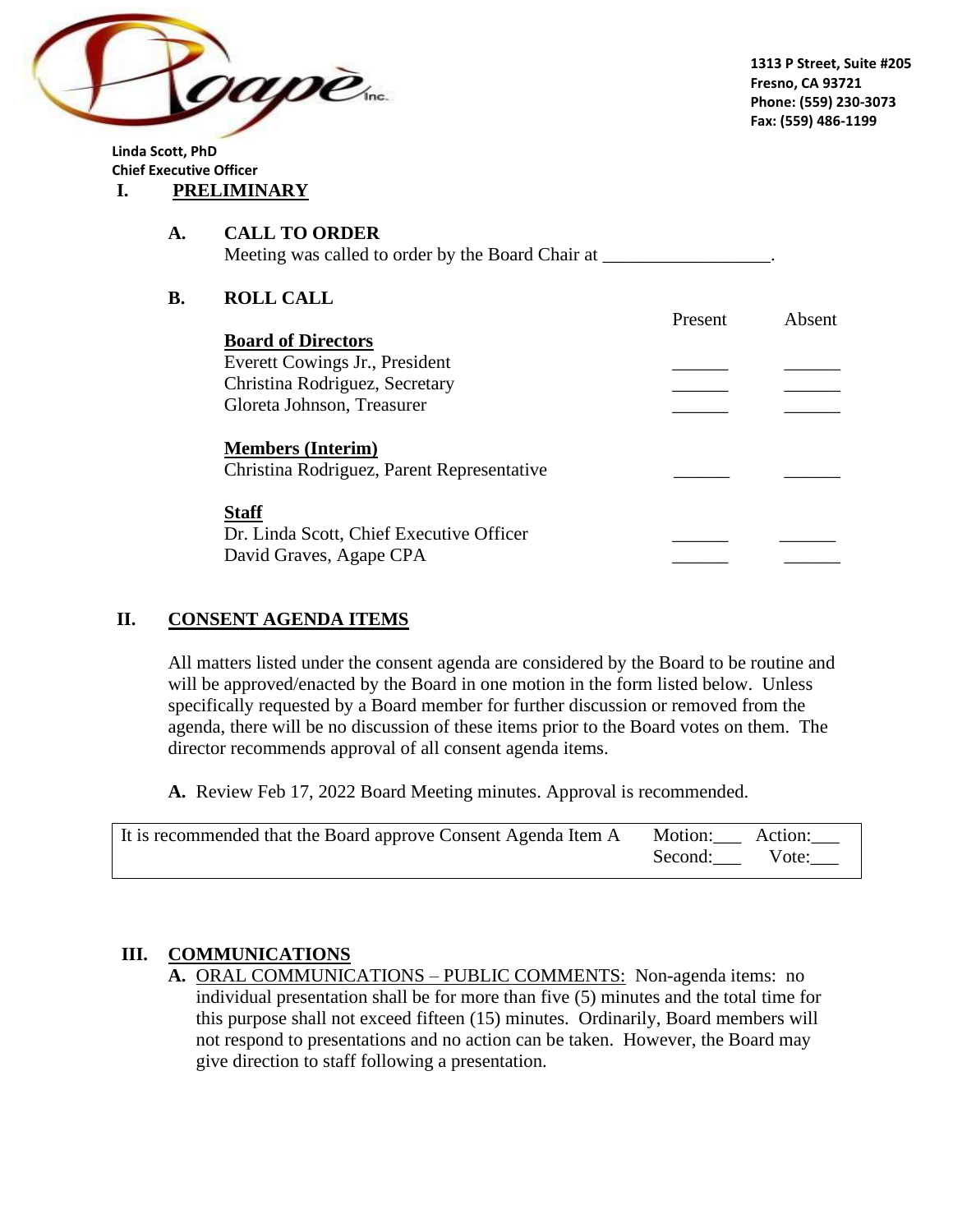1313 P Street, Suite #205
Fresno, CA 93721
Phone: (559) 230-3073
Fax: (559) 486-1199

Linda Scott, PhD
Chief Executive Officer

# I. PRELIMINARY

## A. CALL TO ORDER

Meeting was called to order by the Board Chair at _________________.

## B. ROLL CALL

| | Present | Absent |
|---|---|---|
| **Board of Directors** | | |
| Everett Cowings Jr., President | ______ | ______ |
| Christina Rodriguez, Secretary | ______ | ______ |
| Gloreta Johnson, Treasurer | ______ | ______ |
| **Members (Interim)** | | |
| Christina Rodriguez, Parent Representative | ______ | ______ |
| **Staff** | | |
| Dr. Linda Scott, Chief Executive Officer | ______ | ______ |
| David Graves, Agape CPA | ______ | ______ |

# II. CONSENT AGENDA ITEMS

All matters listed under the consent agenda are considered by the Board to be routine and will be approved/enacted by the Board in one motion in the form listed below. Unless specifically requested by a Board member for further discussion or removed from the agenda, there will be no discussion of these items prior to the Board votes on them. The director recommends approval of all consent agenda items.

**A.** Review Feb 17, 2022 Board Meeting minutes. Approval is recommended.

| | | |
|---|---|---|
| It is recommended that the Board approve Consent Agenda Item A | Motion:___ Second:___ | Action:___ Vote:___ |

# III. COMMUNICATIONS

**A.** ORAL COMMUNICATIONS – PUBLIC COMMENTS: Non-agenda items: no individual presentation shall be for more than five (5) minutes and the total time for this purpose shall not exceed fifteen (15) minutes. Ordinarily, Board members will not respond to presentations and no action can be taken. However, the Board may give direction to staff following a presentation.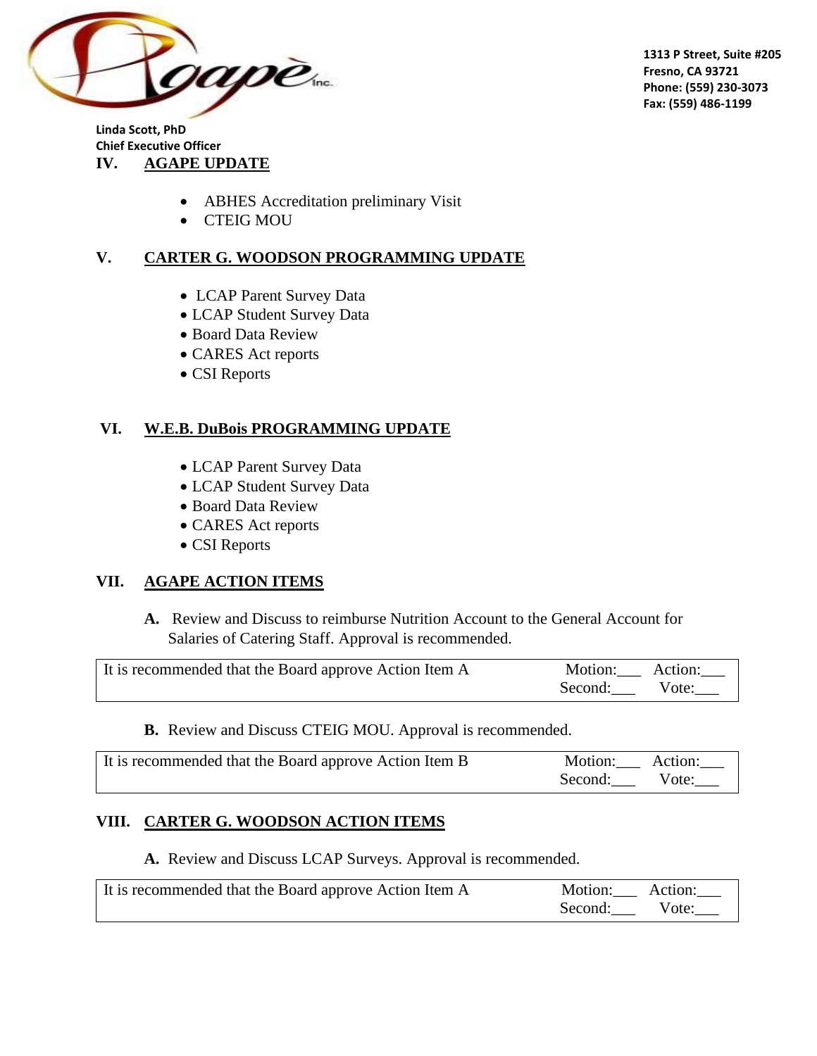1313 P Street, Suite #205
Fresno, CA 93721
Phone: (559) 230-3073
Fax: (559) 486-1199

**Linda Scott, PhD**
**Chief Executive Officer**

## IV. AGAPE UPDATE

- ABHES Accreditation preliminary Visit
- CTEIG MOU

## V. CARTER G. WOODSON PROGRAMMING UPDATE

- LCAP Parent Survey Data
- LCAP Student Survey Data
- Board Data Review
- CARES Act reports
- CSI Reports

## VI. W.E.B. DuBois PROGRAMMING UPDATE

- LCAP Parent Survey Data
- LCAP Student Survey Data
- Board Data Review
- CARES Act reports
- CSI Reports

## VII. AGAPE ACTION ITEMS

**A.** Review and Discuss to reimburse Nutrition Account to the General Account for Salaries of Catering Staff. Approval is recommended.

| It is recommended that the Board approve Action Item A | Motion:___ Action:___ Second:___ Vote:___ |
|---|---|

**B.** Review and Discuss CTEIG MOU. Approval is recommended.

| It is recommended that the Board approve Action Item B | Motion:___ Action:___ Second:___ Vote:___ |
|---|---|

## VIII. CARTER G. WOODSON ACTION ITEMS

**A.** Review and Discuss LCAP Surveys. Approval is recommended.

| It is recommended that the Board approve Action Item A | Motion:___ Action:___ Second:___ Vote:___ |
|---|---|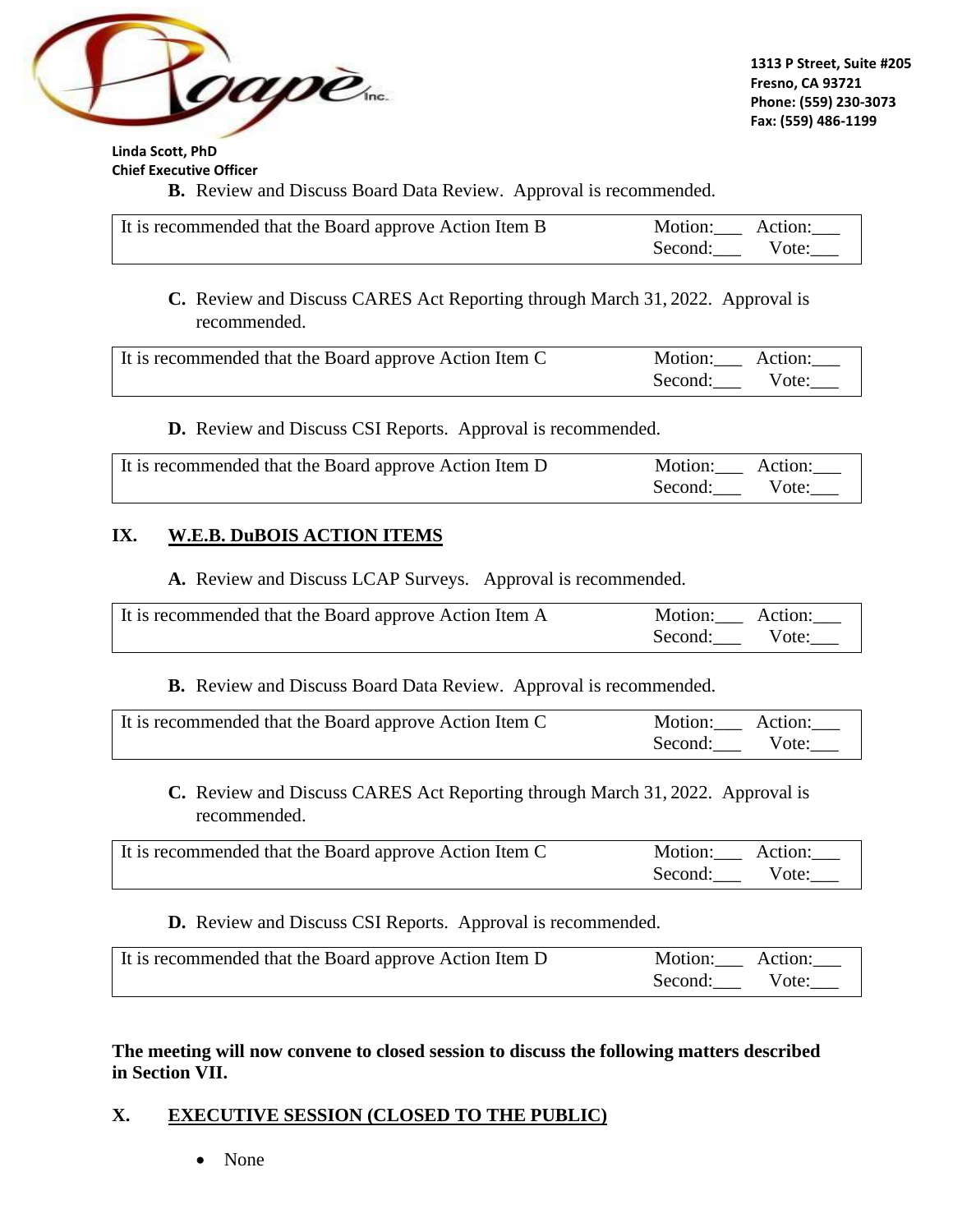1313 P Street, Suite #205
Fresno, CA 93721
Phone: (559) 230-3073
Fax: (559) 486-1199

Linda Scott, PhD
Chief Executive Officer

**B.** Review and Discuss Board Data Review. Approval is recommended.

| | |
|---|---|
| It is recommended that the Board approve Action Item B | Motion:___ Action:___ Second:___ Vote:___ |

**C.** Review and Discuss CARES Act Reporting through March 31, 2022. Approval is recommended.

| | |
|---|---|
| It is recommended that the Board approve Action Item C | Motion:___ Action:___ Second:___ Vote:___ |

**D.** Review and Discuss CSI Reports. Approval is recommended.

| | |
|---|---|
| It is recommended that the Board approve Action Item D | Motion:___ Action:___ Second:___ Vote:___ |

## IX. W.E.B. DuBOIS ACTION ITEMS

**A.** Review and Discuss LCAP Surveys. Approval is recommended.

| | |
|---|---|
| It is recommended that the Board approve Action Item A | Motion:___ Action:___ Second:___ Vote:___ |

**B.** Review and Discuss Board Data Review. Approval is recommended.

| | |
|---|---|
| It is recommended that the Board approve Action Item C | Motion:___ Action:___ Second:___ Vote:___ |

**C.** Review and Discuss CARES Act Reporting through March 31, 2022. Approval is recommended.

| | |
|---|---|
| It is recommended that the Board approve Action Item C | Motion:___ Action:___ Second:___ Vote:___ |

**D.** Review and Discuss CSI Reports. Approval is recommended.

| | |
|---|---|
| It is recommended that the Board approve Action Item D | Motion:___ Action:___ Second:___ Vote:___ |

**The meeting will now convene to closed session to discuss the following matters described in Section VII.**

## X. EXECUTIVE SESSION (CLOSED TO THE PUBLIC)

- None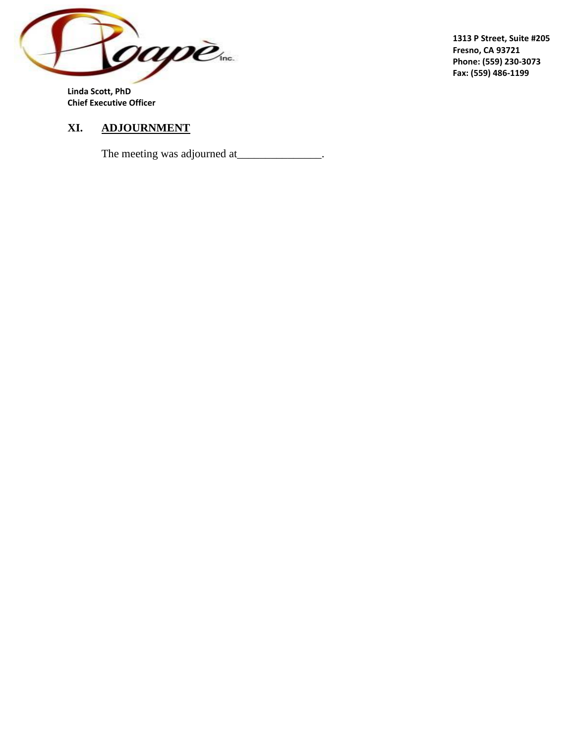Linda Scott, PhD
Chief Executive Officer

1313 P Street, Suite #205
Fresno, CA 93721
Phone: (559) 230-3073
Fax: (559) 486-1199

## XI. ADJOURNMENT

The meeting was adjourned at_______________.